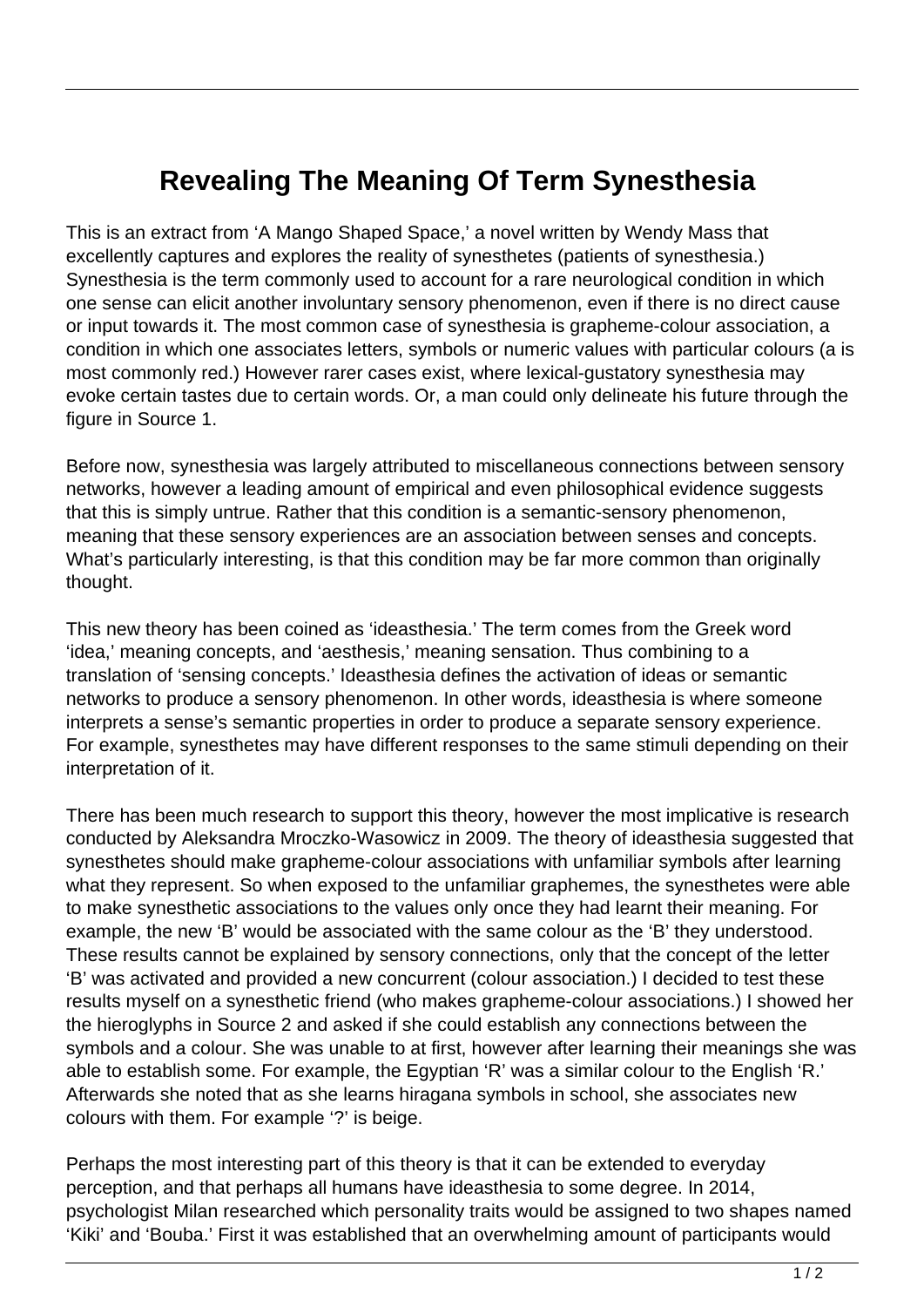# Revealing The Meaning Of Term Synesthesia

This is an extract from 'A Mango Shaped Space,' a novel written by Wendy Mass that excellently captures and explores the reality of synesthetes (patients of synesthesia.) Synesthesia is the term commonly used to account for a rare neurological condition in which one sense can elicit another involuntary sensory phenomenon, even if there is no direct cause or input towards it. The most common case of synesthesia is grapheme-colour association, a condition in which one associates letters, symbols or numeric values with particular colours (a is most commonly red.) However rarer cases exist, where lexical-gustatory synesthesia may evoke certain tastes due to certain words. Or, a man could only delineate his future through the figure in Source 1.

Before now, synesthesia was largely attributed to miscellaneous connections between sensory networks, however a leading amount of empirical and even philosophical evidence suggests that this is simply untrue. Rather that this condition is a semantic-sensory phenomenon, meaning that these sensory experiences are an association between senses and concepts. What's particularly interesting, is that this condition may be far more common than originally thought.

This new theory has been coined as 'ideasthesia.' The term comes from the Greek word 'idea,' meaning concepts, and 'aesthesis,' meaning sensation. Thus combining to a translation of 'sensing concepts.' Ideasthesia defines the activation of ideas or semantic networks to produce a sensory phenomenon. In other words, ideasthesia is where someone interprets a sense's semantic properties in order to produce a separate sensory experience. For example, synesthetes may have different responses to the same stimuli depending on their interpretation of it.

There has been much research to support this theory, however the most implicative is research conducted by Aleksandra Mroczko-Wasowicz in 2009. The theory of ideasthesia suggested that synesthetes should make grapheme-colour associations with unfamiliar symbols after learning what they represent. So when exposed to the unfamiliar graphemes, the synesthetes were able to make synesthetic associations to the values only once they had learnt their meaning. For example, the new 'B' would be associated with the same colour as the 'B' they understood. These results cannot be explained by sensory connections, only that the concept of the letter 'B' was activated and provided a new concurrent (colour association.) I decided to test these results myself on a synesthetic friend (who makes grapheme-colour associations.) I showed her the hieroglyphs in Source 2 and asked if she could establish any connections between the symbols and a colour. She was unable to at first, however after learning their meanings she was able to establish some. For example, the Egyptian 'R' was a similar colour to the English 'R.' Afterwards she noted that as she learns hiragana symbols in school, she associates new colours with them. For example '?' is beige.

Perhaps the most interesting part of this theory is that it can be extended to everyday perception, and that perhaps all humans have ideasthesia to some degree. In 2014, psychologist Milan researched which personality traits would be assigned to two shapes named 'Kiki' and 'Bouba.' First it was established that an overwhelming amount of participants would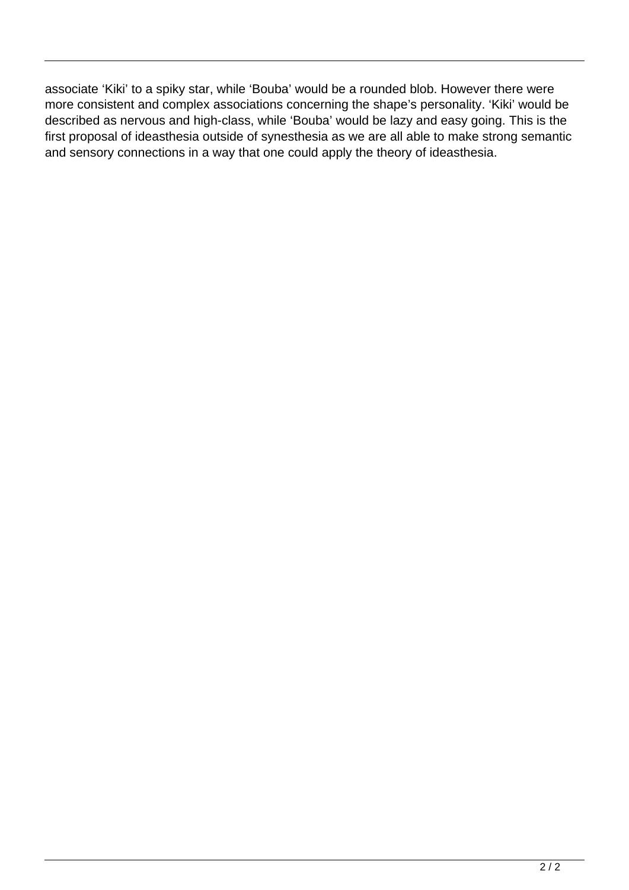associate ‘Kiki’ to a spiky star, while ‘Bouba’ would be a rounded blob. However there were more consistent and complex associations concerning the shape’s personality. ‘Kiki’ would be described as nervous and high-class, while ‘Bouba’ would be lazy and easy going. This is the first proposal of ideasthesia outside of synesthesia as we are all able to make strong semantic and sensory connections in a way that one could apply the theory of ideasthesia.